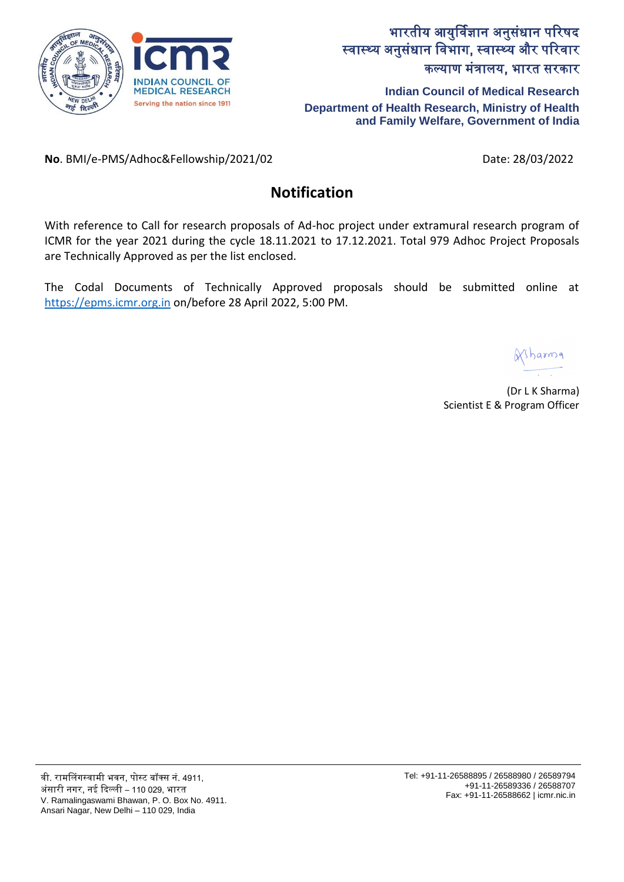भारतीय आयुर्विज्ञान अनुसंधान परिषद
स्वास्थ्य अनुसंधान विभाग, स्वास्थ्य और परिवार
कल्याण मंत्रालय, भारत सरकार

**Indian Council of Medical Research**
**Department of Health Research, Ministry of Health and Family Welfare, Government of India**

**No**. BMI/e-PMS/Adhoc&Fellowship/2021/02

Date: 28/03/2022

## Notification

With reference to Call for research proposals of Ad-hoc project under extramural research program of ICMR for the year 2021 during the cycle 18.11.2021 to 17.12.2021. Total 979 Adhoc Project Proposals are Technically Approved as per the list enclosed.

The Codal Documents of Technically Approved proposals should be submitted online at https://epms.icmr.org.in on/before 28 April 2022, 5:00 PM.

(Dr L K Sharma)
Scientist E & Program Officer

वी. रामलिंगस्वामी भवन, पोस्ट बॉक्स नं. 4911,
अंसारी नगर, नई दिल्ली – 110 029, भारत
V. Ramalingaswami Bhawan, P. O. Box No. 4911.
Ansari Nagar, New Delhi – 110 029, India

Tel: +91-11-26588895 / 26588980 / 26589794
+91-11-26589336 / 26588707
Fax: +91-11-26588662 | icmr.nic.in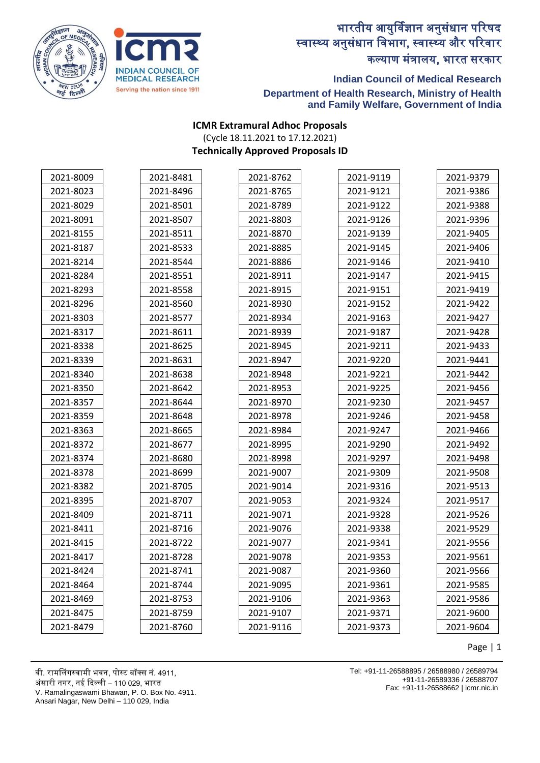भारतीय आयुर्विज्ञान अनुसंधान परिषद
स्वास्थ्य अनुसंधान विभाग, स्वास्थ्य और परिवार कल्याण मंत्रालय, भारत सरकार

**Indian Council of Medical Research**
**Department of Health Research, Ministry of Health and Family Welfare, Government of India**

## ICMR Extramural Adhoc Proposals

(Cycle 18.11.2021 to 17.12.2021)

**Technically Approved Proposals ID**

| | | | | |
|---|---|---|---|---|
| 2021-8009 | 2021-8481 | 2021-8762 | 2021-9119 | 2021-9379 |
| 2021-8023 | 2021-8496 | 2021-8765 | 2021-9121 | 2021-9386 |
| 2021-8029 | 2021-8501 | 2021-8789 | 2021-9122 | 2021-9388 |
| 2021-8091 | 2021-8507 | 2021-8803 | 2021-9126 | 2021-9396 |
| 2021-8155 | 2021-8511 | 2021-8870 | 2021-9139 | 2021-9405 |
| 2021-8187 | 2021-8533 | 2021-8885 | 2021-9145 | 2021-9406 |
| 2021-8214 | 2021-8544 | 2021-8886 | 2021-9146 | 2021-9410 |
| 2021-8284 | 2021-8551 | 2021-8911 | 2021-9147 | 2021-9415 |
| 2021-8293 | 2021-8558 | 2021-8915 | 2021-9151 | 2021-9419 |
| 2021-8296 | 2021-8560 | 2021-8930 | 2021-9152 | 2021-9422 |
| 2021-8303 | 2021-8577 | 2021-8934 | 2021-9163 | 2021-9427 |
| 2021-8317 | 2021-8611 | 2021-8939 | 2021-9187 | 2021-9428 |
| 2021-8338 | 2021-8625 | 2021-8945 | 2021-9211 | 2021-9433 |
| 2021-8339 | 2021-8631 | 2021-8947 | 2021-9220 | 2021-9441 |
| 2021-8340 | 2021-8638 | 2021-8948 | 2021-9221 | 2021-9442 |
| 2021-8350 | 2021-8642 | 2021-8953 | 2021-9225 | 2021-9456 |
| 2021-8357 | 2021-8644 | 2021-8970 | 2021-9230 | 2021-9457 |
| 2021-8359 | 2021-8648 | 2021-8978 | 2021-9246 | 2021-9458 |
| 2021-8363 | 2021-8665 | 2021-8984 | 2021-9247 | 2021-9466 |
| 2021-8372 | 2021-8677 | 2021-8995 | 2021-9290 | 2021-9492 |
| 2021-8374 | 2021-8680 | 2021-8998 | 2021-9297 | 2021-9498 |
| 2021-8378 | 2021-8699 | 2021-9007 | 2021-9309 | 2021-9508 |
| 2021-8382 | 2021-8705 | 2021-9014 | 2021-9316 | 2021-9513 |
| 2021-8395 | 2021-8707 | 2021-9053 | 2021-9324 | 2021-9517 |
| 2021-8409 | 2021-8711 | 2021-9071 | 2021-9328 | 2021-9526 |
| 2021-8411 | 2021-8716 | 2021-9076 | 2021-9338 | 2021-9529 |
| 2021-8415 | 2021-8722 | 2021-9077 | 2021-9341 | 2021-9556 |
| 2021-8417 | 2021-8728 | 2021-9078 | 2021-9353 | 2021-9561 |
| 2021-8424 | 2021-8741 | 2021-9087 | 2021-9360 | 2021-9566 |
| 2021-8464 | 2021-8744 | 2021-9095 | 2021-9361 | 2021-9585 |
| 2021-8469 | 2021-8753 | 2021-9106 | 2021-9363 | 2021-9586 |
| 2021-8475 | 2021-8759 | 2021-9107 | 2021-9371 | 2021-9600 |
| 2021-8479 | 2021-8760 | 2021-9116 | 2021-9373 | 2021-9604 |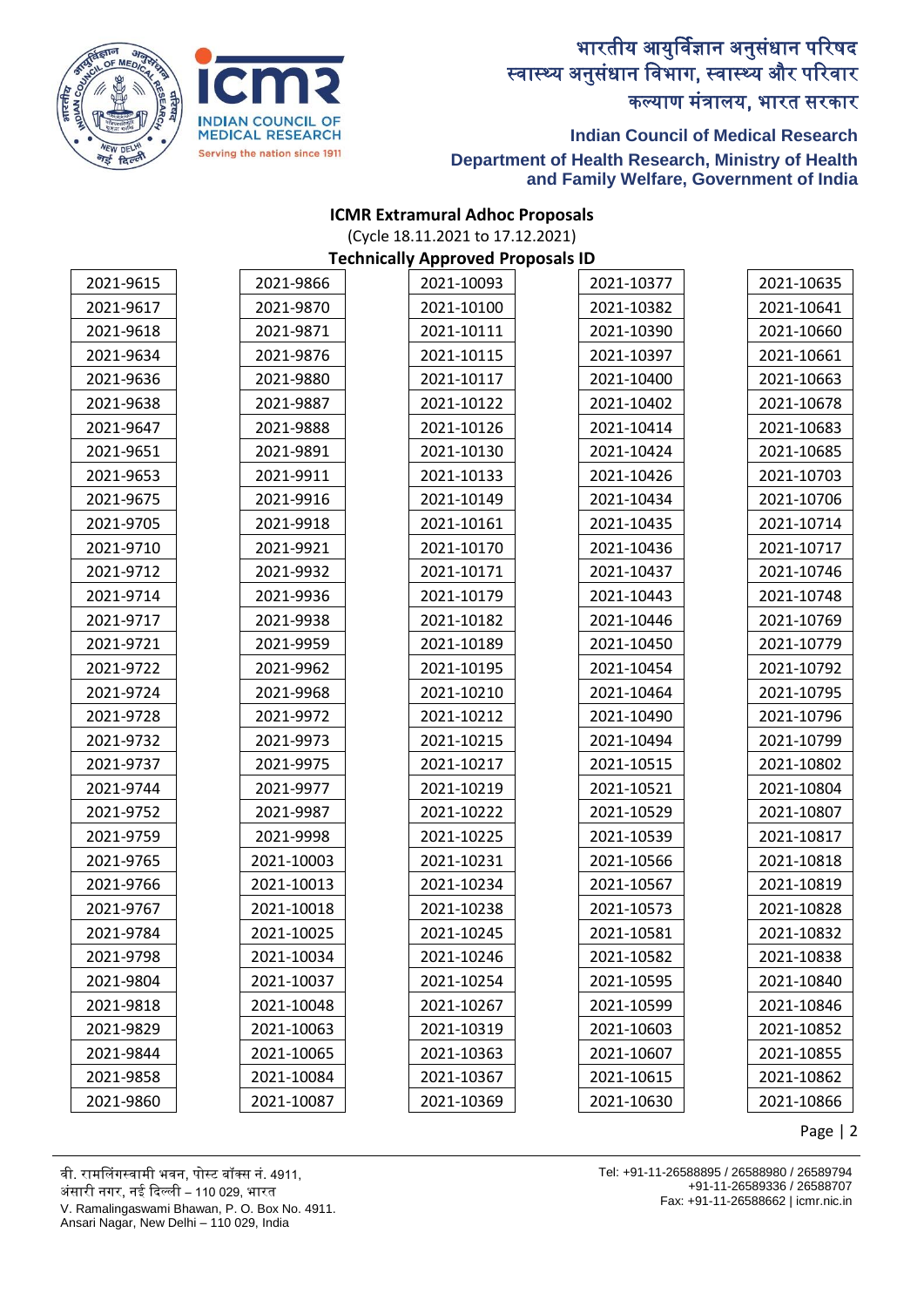भारतीय आयुर्विज्ञान अनुसंधान परिषद
स्वास्थ्य अनुसंधान विभाग, स्वास्थ्य और परिवार कल्याण मंत्रालय, भारत सरकार

**Indian Council of Medical Research**
**Department of Health Research, Ministry of Health and Family Welfare, Government of India**

## ICMR Extramural Adhoc Proposals

(Cycle 18.11.2021 to 17.12.2021)

**Technically Approved Proposals ID**

| | | | | |
|---|---|---|---|---|
| 2021-9615 | 2021-9866 | 2021-10093 | 2021-10377 | 2021-10635 |
| 2021-9617 | 2021-9870 | 2021-10100 | 2021-10382 | 2021-10641 |
| 2021-9618 | 2021-9871 | 2021-10111 | 2021-10390 | 2021-10660 |
| 2021-9634 | 2021-9876 | 2021-10115 | 2021-10397 | 2021-10661 |
| 2021-9636 | 2021-9880 | 2021-10117 | 2021-10400 | 2021-10663 |
| 2021-9638 | 2021-9887 | 2021-10122 | 2021-10402 | 2021-10678 |
| 2021-9647 | 2021-9888 | 2021-10126 | 2021-10414 | 2021-10683 |
| 2021-9651 | 2021-9891 | 2021-10130 | 2021-10424 | 2021-10685 |
| 2021-9653 | 2021-9911 | 2021-10133 | 2021-10426 | 2021-10703 |
| 2021-9675 | 2021-9916 | 2021-10149 | 2021-10434 | 2021-10706 |
| 2021-9705 | 2021-9918 | 2021-10161 | 2021-10435 | 2021-10714 |
| 2021-9710 | 2021-9921 | 2021-10170 | 2021-10436 | 2021-10717 |
| 2021-9712 | 2021-9932 | 2021-10171 | 2021-10437 | 2021-10746 |
| 2021-9714 | 2021-9936 | 2021-10179 | 2021-10443 | 2021-10748 |
| 2021-9717 | 2021-9938 | 2021-10182 | 2021-10446 | 2021-10769 |
| 2021-9721 | 2021-9959 | 2021-10189 | 2021-10450 | 2021-10779 |
| 2021-9722 | 2021-9962 | 2021-10195 | 2021-10454 | 2021-10792 |
| 2021-9724 | 2021-9968 | 2021-10210 | 2021-10464 | 2021-10795 |
| 2021-9728 | 2021-9972 | 2021-10212 | 2021-10490 | 2021-10796 |
| 2021-9732 | 2021-9973 | 2021-10215 | 2021-10494 | 2021-10799 |
| 2021-9737 | 2021-9975 | 2021-10217 | 2021-10515 | 2021-10802 |
| 2021-9744 | 2021-9977 | 2021-10219 | 2021-10521 | 2021-10804 |
| 2021-9752 | 2021-9987 | 2021-10222 | 2021-10529 | 2021-10807 |
| 2021-9759 | 2021-9998 | 2021-10225 | 2021-10539 | 2021-10817 |
| 2021-9765 | 2021-10003 | 2021-10231 | 2021-10566 | 2021-10818 |
| 2021-9766 | 2021-10013 | 2021-10234 | 2021-10567 | 2021-10819 |
| 2021-9767 | 2021-10018 | 2021-10238 | 2021-10573 | 2021-10828 |
| 2021-9784 | 2021-10025 | 2021-10245 | 2021-10581 | 2021-10832 |
| 2021-9798 | 2021-10034 | 2021-10246 | 2021-10582 | 2021-10838 |
| 2021-9804 | 2021-10037 | 2021-10254 | 2021-10595 | 2021-10840 |
| 2021-9818 | 2021-10048 | 2021-10267 | 2021-10599 | 2021-10846 |
| 2021-9829 | 2021-10063 | 2021-10319 | 2021-10603 | 2021-10852 |
| 2021-9844 | 2021-10065 | 2021-10363 | 2021-10607 | 2021-10855 |
| 2021-9858 | 2021-10084 | 2021-10367 | 2021-10615 | 2021-10862 |
| 2021-9860 | 2021-10087 | 2021-10369 | 2021-10630 | 2021-10866 |

वी. रामलिंगस्वामी भवन, पोस्ट बॉक्स नं. 4911,
अंसारी नगर, नई दिल्ली – 110 029, भारत
V. Ramalingaswami Bhawan, P. O. Box No. 4911.
Ansari Nagar, New Delhi – 110 029, India

Tel: +91-11-26588895 / 26588980 / 26589794
+91-11-26589336 / 26588707
Fax: +91-11-26588662 | icmr.nic.in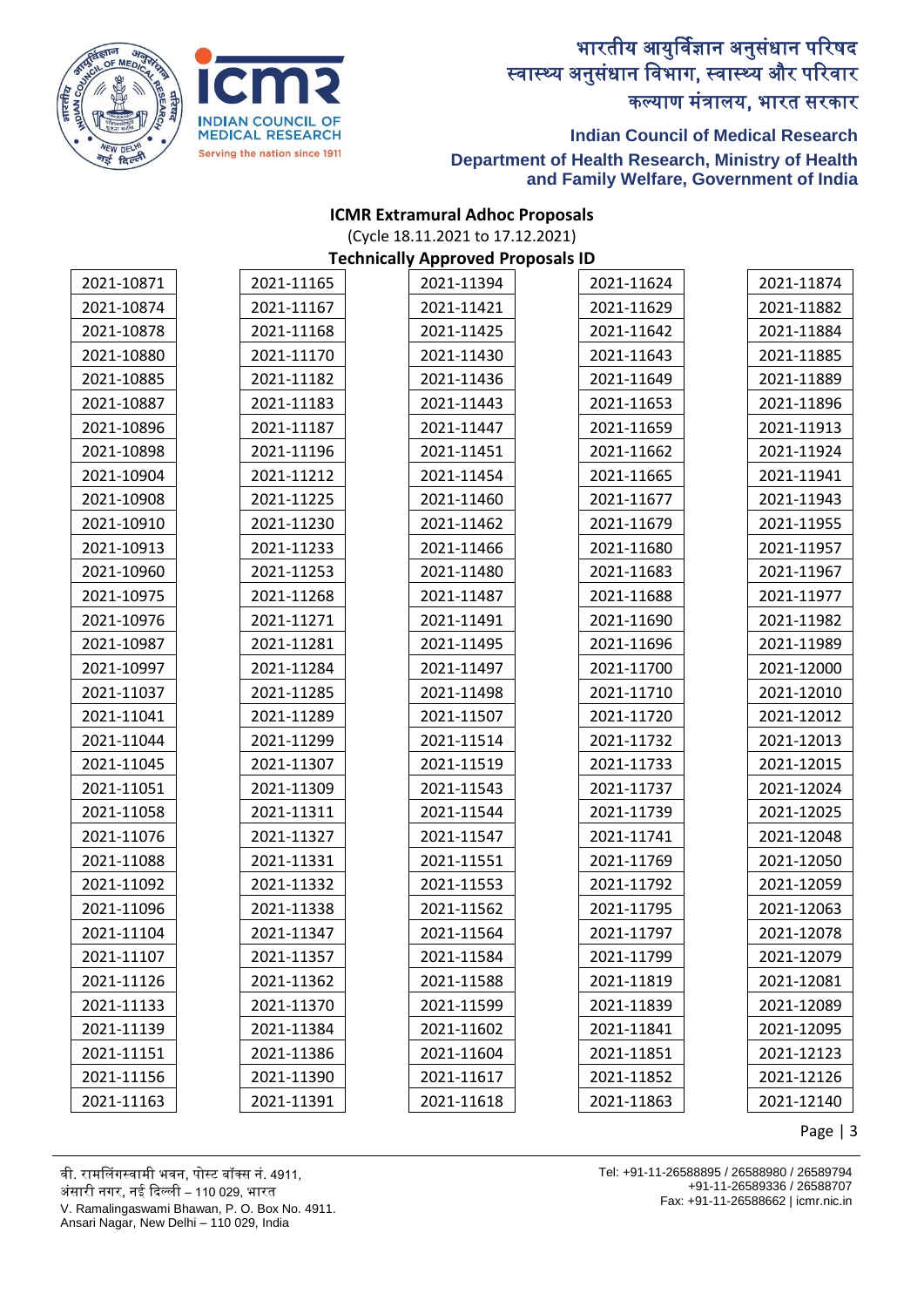**ICMR Extramural Adhoc Proposals**

(Cycle 18.11.2021 to 17.12.2021)

**Technically Approved Proposals ID**

| | | | | |
|---|---|---|---|---|
| 2021-10871 | 2021-11165 | 2021-11394 | 2021-11624 | 2021-11874 |
| 2021-10874 | 2021-11167 | 2021-11421 | 2021-11629 | 2021-11882 |
| 2021-10878 | 2021-11168 | 2021-11425 | 2021-11642 | 2021-11884 |
| 2021-10880 | 2021-11170 | 2021-11430 | 2021-11643 | 2021-11885 |
| 2021-10885 | 2021-11182 | 2021-11436 | 2021-11649 | 2021-11889 |
| 2021-10887 | 2021-11183 | 2021-11443 | 2021-11653 | 2021-11896 |
| 2021-10896 | 2021-11187 | 2021-11447 | 2021-11659 | 2021-11913 |
| 2021-10898 | 2021-11196 | 2021-11451 | 2021-11662 | 2021-11924 |
| 2021-10904 | 2021-11212 | 2021-11454 | 2021-11665 | 2021-11941 |
| 2021-10908 | 2021-11225 | 2021-11460 | 2021-11677 | 2021-11943 |
| 2021-10910 | 2021-11230 | 2021-11462 | 2021-11679 | 2021-11955 |
| 2021-10913 | 2021-11233 | 2021-11466 | 2021-11680 | 2021-11957 |
| 2021-10960 | 2021-11253 | 2021-11480 | 2021-11683 | 2021-11967 |
| 2021-10975 | 2021-11268 | 2021-11487 | 2021-11688 | 2021-11977 |
| 2021-10976 | 2021-11271 | 2021-11491 | 2021-11690 | 2021-11982 |
| 2021-10987 | 2021-11281 | 2021-11495 | 2021-11696 | 2021-11989 |
| 2021-10997 | 2021-11284 | 2021-11497 | 2021-11700 | 2021-12000 |
| 2021-11037 | 2021-11285 | 2021-11498 | 2021-11710 | 2021-12010 |
| 2021-11041 | 2021-11289 | 2021-11507 | 2021-11720 | 2021-12012 |
| 2021-11044 | 2021-11299 | 2021-11514 | 2021-11732 | 2021-12013 |
| 2021-11045 | 2021-11307 | 2021-11519 | 2021-11733 | 2021-12015 |
| 2021-11051 | 2021-11309 | 2021-11543 | 2021-11737 | 2021-12024 |
| 2021-11058 | 2021-11311 | 2021-11544 | 2021-11739 | 2021-12025 |
| 2021-11076 | 2021-11327 | 2021-11547 | 2021-11741 | 2021-12048 |
| 2021-11088 | 2021-11331 | 2021-11551 | 2021-11769 | 2021-12050 |
| 2021-11092 | 2021-11332 | 2021-11553 | 2021-11792 | 2021-12059 |
| 2021-11096 | 2021-11338 | 2021-11562 | 2021-11795 | 2021-12063 |
| 2021-11104 | 2021-11347 | 2021-11564 | 2021-11797 | 2021-12078 |
| 2021-11107 | 2021-11357 | 2021-11584 | 2021-11799 | 2021-12079 |
| 2021-11126 | 2021-11362 | 2021-11588 | 2021-11819 | 2021-12081 |
| 2021-11133 | 2021-11370 | 2021-11599 | 2021-11839 | 2021-12089 |
| 2021-11139 | 2021-11384 | 2021-11602 | 2021-11841 | 2021-12095 |
| 2021-11151 | 2021-11386 | 2021-11604 | 2021-11851 | 2021-12123 |
| 2021-11156 | 2021-11390 | 2021-11617 | 2021-11852 | 2021-12126 |
| 2021-11163 | 2021-11391 | 2021-11618 | 2021-11863 | 2021-12140 |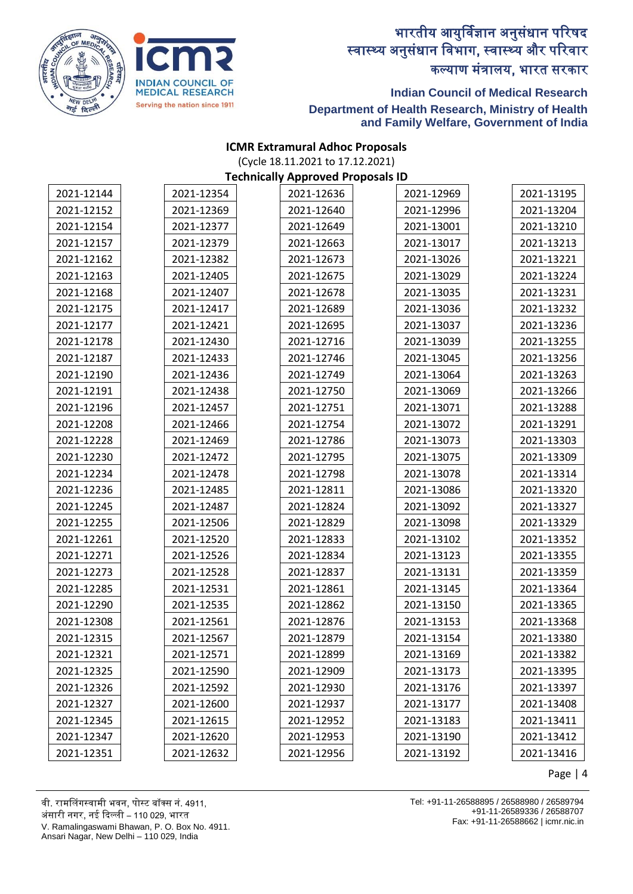भारतीय आयुर्विज्ञान अनुसंधान परिषद
स्वास्थ्य अनुसंधान विभाग, स्वास्थ्य और परिवार कल्याण मंत्रालय, भारत सरकार

**Indian Council of Medical Research**
**Department of Health Research, Ministry of Health and Family Welfare, Government of India**

**ICMR Extramural Adhoc Proposals**
(Cycle 18.11.2021 to 17.12.2021)
**Technically Approved Proposals ID**

| | | | | |
|---|---|---|---|---|
| 2021-12144 | 2021-12354 | 2021-12636 | 2021-12969 | 2021-13195 |
| 2021-12152 | 2021-12369 | 2021-12640 | 2021-12996 | 2021-13204 |
| 2021-12154 | 2021-12377 | 2021-12649 | 2021-13001 | 2021-13210 |
| 2021-12157 | 2021-12379 | 2021-12663 | 2021-13017 | 2021-13213 |
| 2021-12162 | 2021-12382 | 2021-12673 | 2021-13026 | 2021-13221 |
| 2021-12163 | 2021-12405 | 2021-12675 | 2021-13029 | 2021-13224 |
| 2021-12168 | 2021-12407 | 2021-12678 | 2021-13035 | 2021-13231 |
| 2021-12175 | 2021-12417 | 2021-12689 | 2021-13036 | 2021-13232 |
| 2021-12177 | 2021-12421 | 2021-12695 | 2021-13037 | 2021-13236 |
| 2021-12178 | 2021-12430 | 2021-12716 | 2021-13039 | 2021-13255 |
| 2021-12187 | 2021-12433 | 2021-12746 | 2021-13045 | 2021-13256 |
| 2021-12190 | 2021-12436 | 2021-12749 | 2021-13064 | 2021-13263 |
| 2021-12191 | 2021-12438 | 2021-12750 | 2021-13069 | 2021-13266 |
| 2021-12196 | 2021-12457 | 2021-12751 | 2021-13071 | 2021-13288 |
| 2021-12208 | 2021-12466 | 2021-12754 | 2021-13072 | 2021-13291 |
| 2021-12228 | 2021-12469 | 2021-12786 | 2021-13073 | 2021-13303 |
| 2021-12230 | 2021-12472 | 2021-12795 | 2021-13075 | 2021-13309 |
| 2021-12234 | 2021-12478 | 2021-12798 | 2021-13078 | 2021-13314 |
| 2021-12236 | 2021-12485 | 2021-12811 | 2021-13086 | 2021-13320 |
| 2021-12245 | 2021-12487 | 2021-12824 | 2021-13092 | 2021-13327 |
| 2021-12255 | 2021-12506 | 2021-12829 | 2021-13098 | 2021-13329 |
| 2021-12261 | 2021-12520 | 2021-12833 | 2021-13102 | 2021-13352 |
| 2021-12271 | 2021-12526 | 2021-12834 | 2021-13123 | 2021-13355 |
| 2021-12273 | 2021-12528 | 2021-12837 | 2021-13131 | 2021-13359 |
| 2021-12285 | 2021-12531 | 2021-12861 | 2021-13145 | 2021-13364 |
| 2021-12290 | 2021-12535 | 2021-12862 | 2021-13150 | 2021-13365 |
| 2021-12308 | 2021-12561 | 2021-12876 | 2021-13153 | 2021-13368 |
| 2021-12315 | 2021-12567 | 2021-12879 | 2021-13154 | 2021-13380 |
| 2021-12321 | 2021-12571 | 2021-12899 | 2021-13169 | 2021-13382 |
| 2021-12325 | 2021-12590 | 2021-12909 | 2021-13173 | 2021-13395 |
| 2021-12326 | 2021-12592 | 2021-12930 | 2021-13176 | 2021-13397 |
| 2021-12327 | 2021-12600 | 2021-12937 | 2021-13177 | 2021-13408 |
| 2021-12345 | 2021-12615 | 2021-12952 | 2021-13183 | 2021-13411 |
| 2021-12347 | 2021-12620 | 2021-12953 | 2021-13190 | 2021-13412 |
| 2021-12351 | 2021-12632 | 2021-12956 | 2021-13192 | 2021-13416 |

वी. रामलिंगस्वामी भवन, पोस्ट बॉक्स नं. 4911,
अंसारी नगर, नई दिल्ली – 110 029, भारत
V. Ramalingaswami Bhawan, P. O. Box No. 4911.
Ansari Nagar, New Delhi – 110 029, India

Tel: +91-11-26588895 / 26588980 / 26589794
+91-11-26589336 / 26588707
Fax: +91-11-26588662 | icmr.nic.in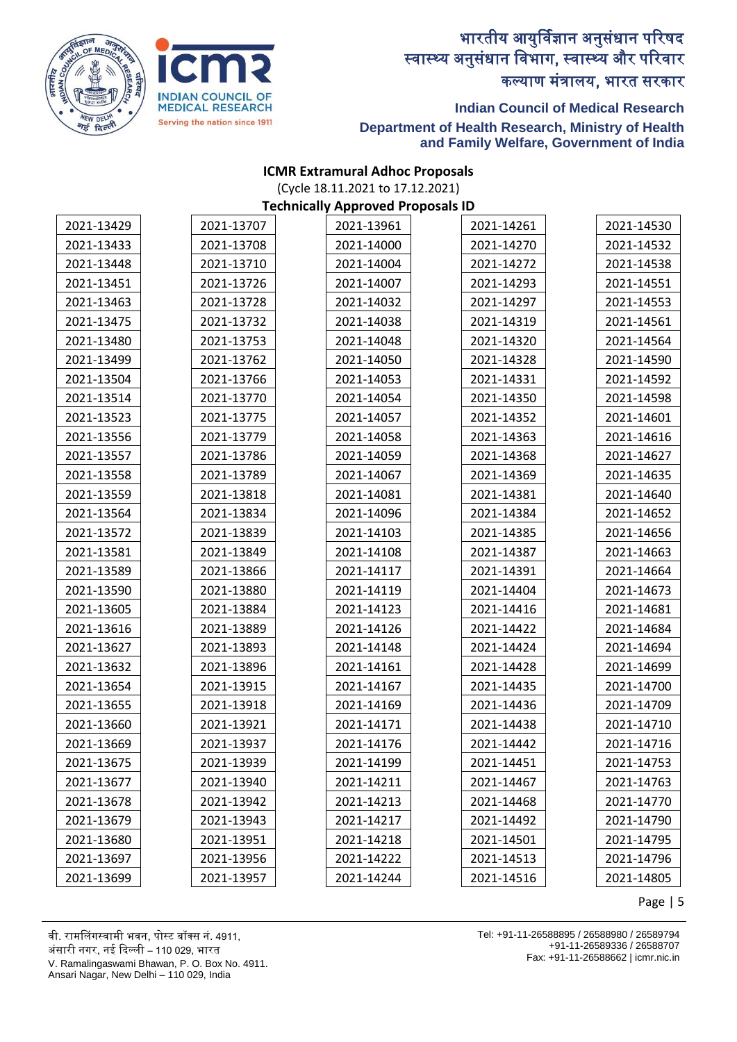**ICMR Extramural Adhoc Proposals**

(Cycle 18.11.2021 to 17.12.2021)

**Technically Approved Proposals ID**

| | | | | |
|---|---|---|---|---|
| 2021-13429 | 2021-13707 | 2021-13961 | 2021-14261 | 2021-14530 |
| 2021-13433 | 2021-13708 | 2021-14000 | 2021-14270 | 2021-14532 |
| 2021-13448 | 2021-13710 | 2021-14004 | 2021-14272 | 2021-14538 |
| 2021-13451 | 2021-13726 | 2021-14007 | 2021-14293 | 2021-14551 |
| 2021-13463 | 2021-13728 | 2021-14032 | 2021-14297 | 2021-14553 |
| 2021-13475 | 2021-13732 | 2021-14038 | 2021-14319 | 2021-14561 |
| 2021-13480 | 2021-13753 | 2021-14048 | 2021-14320 | 2021-14564 |
| 2021-13499 | 2021-13762 | 2021-14050 | 2021-14328 | 2021-14590 |
| 2021-13504 | 2021-13766 | 2021-14053 | 2021-14331 | 2021-14592 |
| 2021-13514 | 2021-13770 | 2021-14054 | 2021-14350 | 2021-14598 |
| 2021-13523 | 2021-13775 | 2021-14057 | 2021-14352 | 2021-14601 |
| 2021-13556 | 2021-13779 | 2021-14058 | 2021-14363 | 2021-14616 |
| 2021-13557 | 2021-13786 | 2021-14059 | 2021-14368 | 2021-14627 |
| 2021-13558 | 2021-13789 | 2021-14067 | 2021-14369 | 2021-14635 |
| 2021-13559 | 2021-13818 | 2021-14081 | 2021-14381 | 2021-14640 |
| 2021-13564 | 2021-13834 | 2021-14096 | 2021-14384 | 2021-14652 |
| 2021-13572 | 2021-13839 | 2021-14103 | 2021-14385 | 2021-14656 |
| 2021-13581 | 2021-13849 | 2021-14108 | 2021-14387 | 2021-14663 |
| 2021-13589 | 2021-13866 | 2021-14117 | 2021-14391 | 2021-14664 |
| 2021-13590 | 2021-13880 | 2021-14119 | 2021-14404 | 2021-14673 |
| 2021-13605 | 2021-13884 | 2021-14123 | 2021-14416 | 2021-14681 |
| 2021-13616 | 2021-13889 | 2021-14126 | 2021-14422 | 2021-14684 |
| 2021-13627 | 2021-13893 | 2021-14148 | 2021-14424 | 2021-14694 |
| 2021-13632 | 2021-13896 | 2021-14161 | 2021-14428 | 2021-14699 |
| 2021-13654 | 2021-13915 | 2021-14167 | 2021-14435 | 2021-14700 |
| 2021-13655 | 2021-13918 | 2021-14169 | 2021-14436 | 2021-14709 |
| 2021-13660 | 2021-13921 | 2021-14171 | 2021-14438 | 2021-14710 |
| 2021-13669 | 2021-13937 | 2021-14176 | 2021-14442 | 2021-14716 |
| 2021-13675 | 2021-13939 | 2021-14199 | 2021-14451 | 2021-14753 |
| 2021-13677 | 2021-13940 | 2021-14211 | 2021-14467 | 2021-14763 |
| 2021-13678 | 2021-13942 | 2021-14213 | 2021-14468 | 2021-14770 |
| 2021-13679 | 2021-13943 | 2021-14217 | 2021-14492 | 2021-14790 |
| 2021-13680 | 2021-13951 | 2021-14218 | 2021-14501 | 2021-14795 |
| 2021-13697 | 2021-13956 | 2021-14222 | 2021-14513 | 2021-14796 |
| 2021-13699 | 2021-13957 | 2021-14244 | 2021-14516 | 2021-14805 |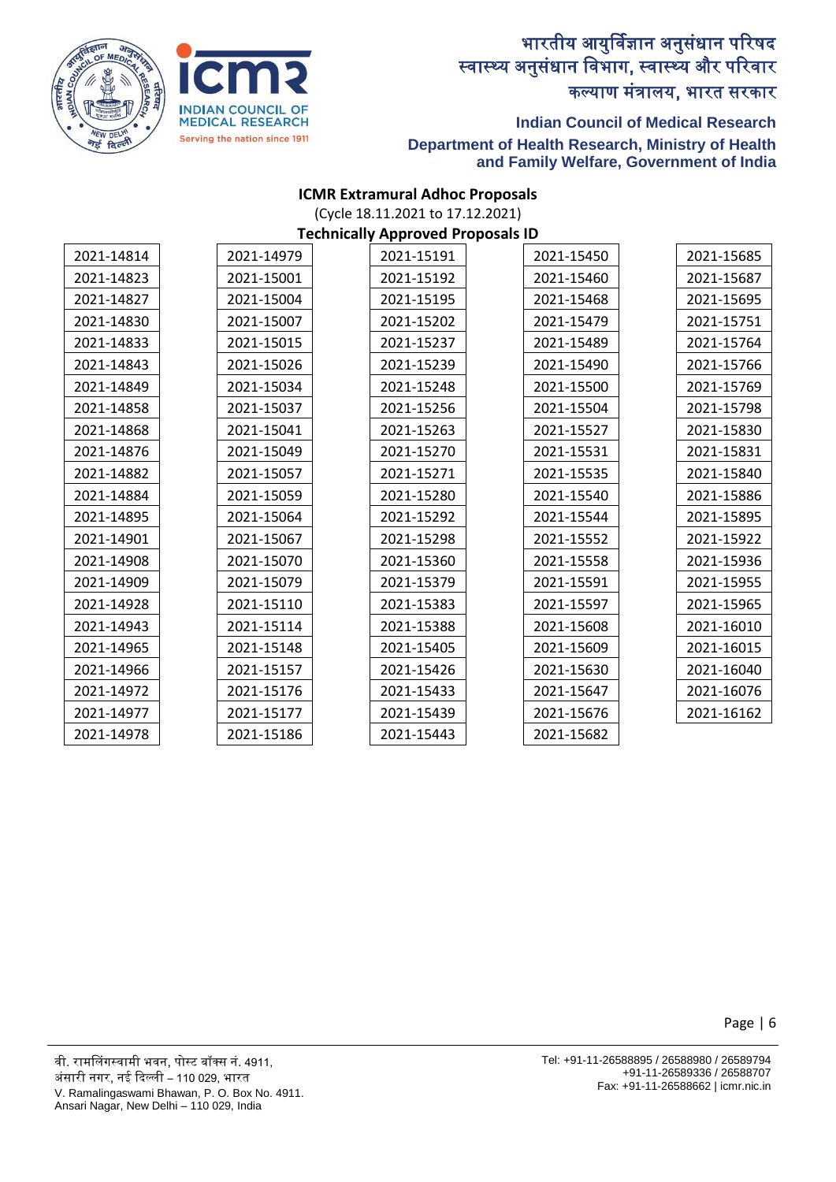भारतीय आयुर्विज्ञान अनुसंधान परिषद
स्वास्थ्य अनुसंधान विभाग, स्वास्थ्य और परिवार कल्याण मंत्रालय, भारत सरकार

**Indian Council of Medical Research**
**Department of Health Research, Ministry of Health and Family Welfare, Government of India**

## ICMR Extramural Adhoc Proposals

(Cycle 18.11.2021 to 17.12.2021)

**Technically Approved Proposals ID**

| | | | | |
|---|---|---|---|---|
| 2021-14814 | 2021-14979 | 2021-15191 | 2021-15450 | 2021-15685 |
| 2021-14823 | 2021-15001 | 2021-15192 | 2021-15460 | 2021-15687 |
| 2021-14827 | 2021-15004 | 2021-15195 | 2021-15468 | 2021-15695 |
| 2021-14830 | 2021-15007 | 2021-15202 | 2021-15479 | 2021-15751 |
| 2021-14833 | 2021-15015 | 2021-15237 | 2021-15489 | 2021-15764 |
| 2021-14843 | 2021-15026 | 2021-15239 | 2021-15490 | 2021-15766 |
| 2021-14849 | 2021-15034 | 2021-15248 | 2021-15500 | 2021-15769 |
| 2021-14858 | 2021-15037 | 2021-15256 | 2021-15504 | 2021-15798 |
| 2021-14868 | 2021-15041 | 2021-15263 | 2021-15527 | 2021-15830 |
| 2021-14876 | 2021-15049 | 2021-15270 | 2021-15531 | 2021-15831 |
| 2021-14882 | 2021-15057 | 2021-15271 | 2021-15535 | 2021-15840 |
| 2021-14884 | 2021-15059 | 2021-15280 | 2021-15540 | 2021-15886 |
| 2021-14895 | 2021-15064 | 2021-15292 | 2021-15544 | 2021-15895 |
| 2021-14901 | 2021-15067 | 2021-15298 | 2021-15552 | 2021-15922 |
| 2021-14908 | 2021-15070 | 2021-15360 | 2021-15558 | 2021-15936 |
| 2021-14909 | 2021-15079 | 2021-15379 | 2021-15591 | 2021-15955 |
| 2021-14928 | 2021-15110 | 2021-15383 | 2021-15597 | 2021-15965 |
| 2021-14943 | 2021-15114 | 2021-15388 | 2021-15608 | 2021-16010 |
| 2021-14965 | 2021-15148 | 2021-15405 | 2021-15609 | 2021-16015 |
| 2021-14966 | 2021-15157 | 2021-15426 | 2021-15630 | 2021-16040 |
| 2021-14972 | 2021-15176 | 2021-15433 | 2021-15647 | 2021-16076 |
| 2021-14977 | 2021-15177 | 2021-15439 | 2021-15676 | 2021-16162 |
| 2021-14978 | 2021-15186 | 2021-15443 | 2021-15682 | |

वी. रामलिंगस्वामी भवन, पोस्ट बॉक्स नं. 4911,
अंसारी नगर, नई दिल्ली – 110 029, भारत
V. Ramalingaswami Bhawan, P. O. Box No. 4911.
Ansari Nagar, New Delhi – 110 029, India

Tel: +91-11-26588895 / 26588980 / 26589794
+91-11-26589336 / 26588707
Fax: +91-11-26588662 | icmr.nic.in